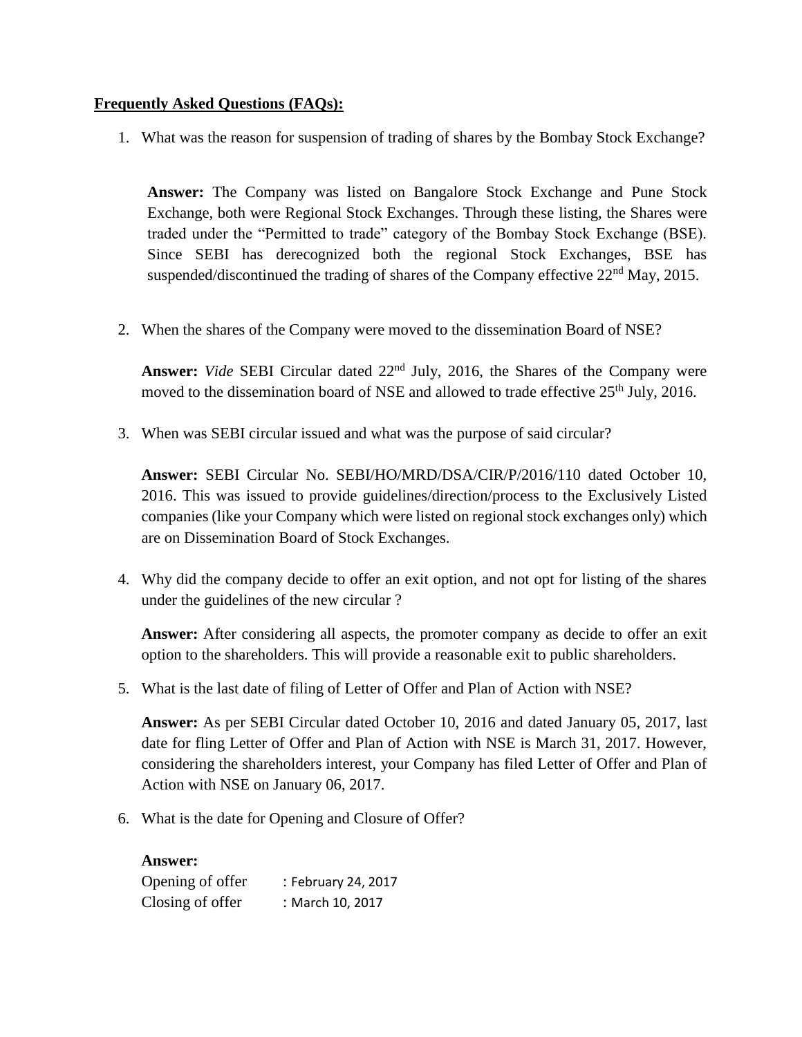**Frequently Asked Questions (FAQs):**

1. What was the reason for suspension of trading of shares by the Bombay Stock Exchange?

   **Answer:** The Company was listed on Bangalore Stock Exchange and Pune Stock Exchange, both were Regional Stock Exchanges. Through these listing, the Shares were traded under the "Permitted to trade" category of the Bombay Stock Exchange (BSE). Since SEBI has derecognized both the regional Stock Exchanges, BSE has suspended/discontinued the trading of shares of the Company effective 22nd May, 2015.

2. When the shares of the Company were moved to the dissemination Board of NSE?

   **Answer:** *Vide* SEBI Circular dated 22nd July, 2016, the Shares of the Company were moved to the dissemination board of NSE and allowed to trade effective 25th July, 2016.

3. When was SEBI circular issued and what was the purpose of said circular?

   **Answer:** SEBI Circular No. SEBI/HO/MRD/DSA/CIR/P/2016/110 dated October 10, 2016. This was issued to provide guidelines/direction/process to the Exclusively Listed companies (like your Company which were listed on regional stock exchanges only) which are on Dissemination Board of Stock Exchanges.

4. Why did the company decide to offer an exit option, and not opt for listing of the shares under the guidelines of the new circular ?

   **Answer:** After considering all aspects, the promoter company as decide to offer an exit option to the shareholders. This will provide a reasonable exit to public shareholders.

5. What is the last date of filing of Letter of Offer and Plan of Action with NSE?

   **Answer:** As per SEBI Circular dated October 10, 2016 and dated January 05, 2017, last date for fling Letter of Offer and Plan of Action with NSE is March 31, 2017. However, considering the shareholders interest, your Company has filed Letter of Offer and Plan of Action with NSE on January 06, 2017.

6. What is the date for Opening and Closure of Offer?

   **Answer:**
   Opening of offer : February 24, 2017
   Closing of offer : March 10, 2017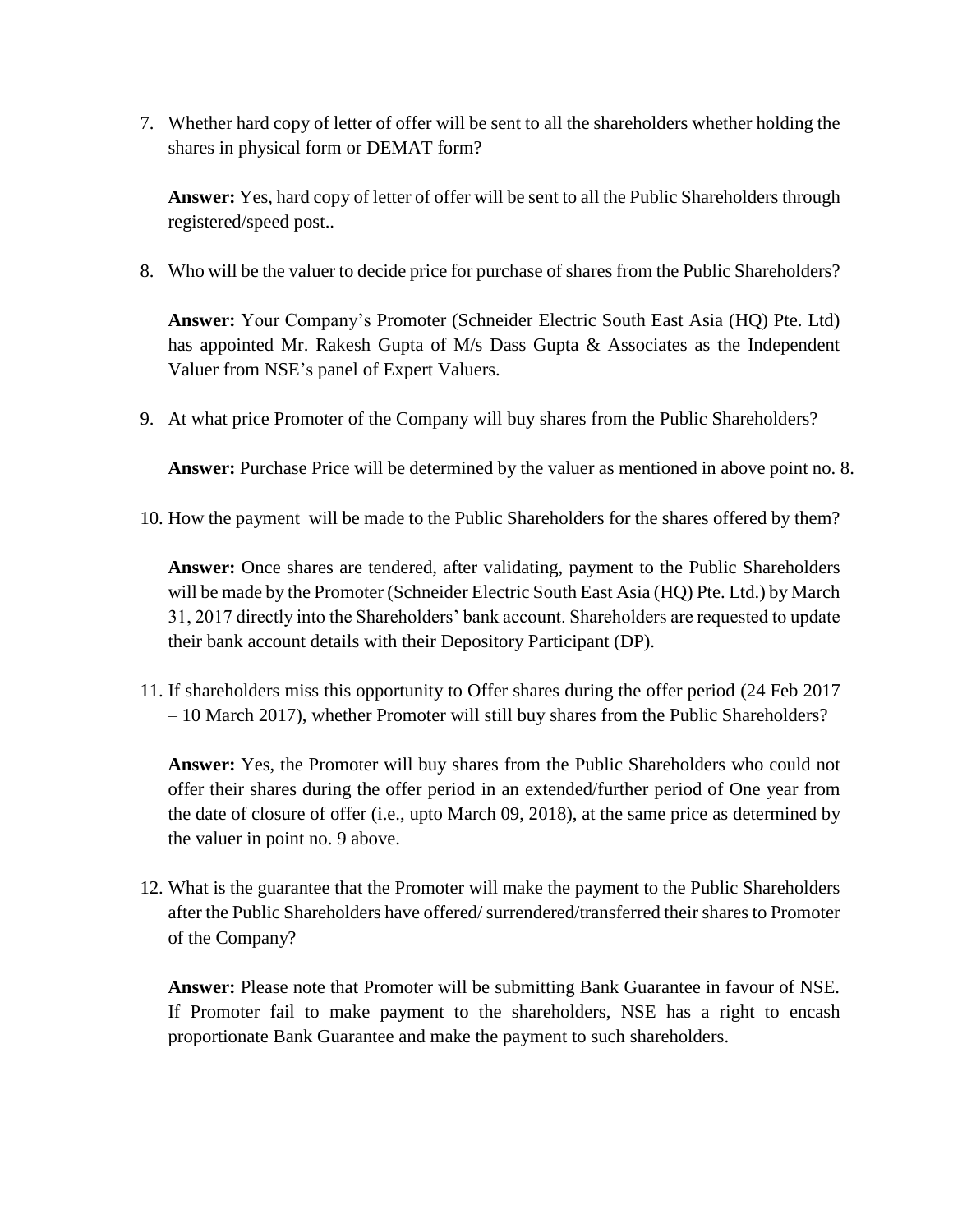7. Whether hard copy of letter of offer will be sent to all the shareholders whether holding the shares in physical form or DEMAT form?

   **Answer:** Yes, hard copy of letter of offer will be sent to all the Public Shareholders through registered/speed post..

8. Who will be the valuer to decide price for purchase of shares from the Public Shareholders?

   **Answer:** Your Company's Promoter (Schneider Electric South East Asia (HQ) Pte. Ltd) has appointed Mr. Rakesh Gupta of M/s Dass Gupta & Associates as the Independent Valuer from NSE's panel of Expert Valuers.

9. At what price Promoter of the Company will buy shares from the Public Shareholders?

   **Answer:** Purchase Price will be determined by the valuer as mentioned in above point no. 8.

10. How the payment will be made to the Public Shareholders for the shares offered by them?

    **Answer:** Once shares are tendered, after validating, payment to the Public Shareholders will be made by the Promoter (Schneider Electric South East Asia (HQ) Pte. Ltd.) by March 31, 2017 directly into the Shareholders' bank account. Shareholders are requested to update their bank account details with their Depository Participant (DP).

11. If shareholders miss this opportunity to Offer shares during the offer period (24 Feb 2017 – 10 March 2017), whether Promoter will still buy shares from the Public Shareholders?

    **Answer:** Yes, the Promoter will buy shares from the Public Shareholders who could not offer their shares during the offer period in an extended/further period of One year from the date of closure of offer (i.e., upto March 09, 2018), at the same price as determined by the valuer in point no. 9 above.

12. What is the guarantee that the Promoter will make the payment to the Public Shareholders after the Public Shareholders have offered/ surrendered/transferred their shares to Promoter of the Company?

    **Answer:** Please note that Promoter will be submitting Bank Guarantee in favour of NSE. If Promoter fail to make payment to the shareholders, NSE has a right to encash proportionate Bank Guarantee and make the payment to such shareholders.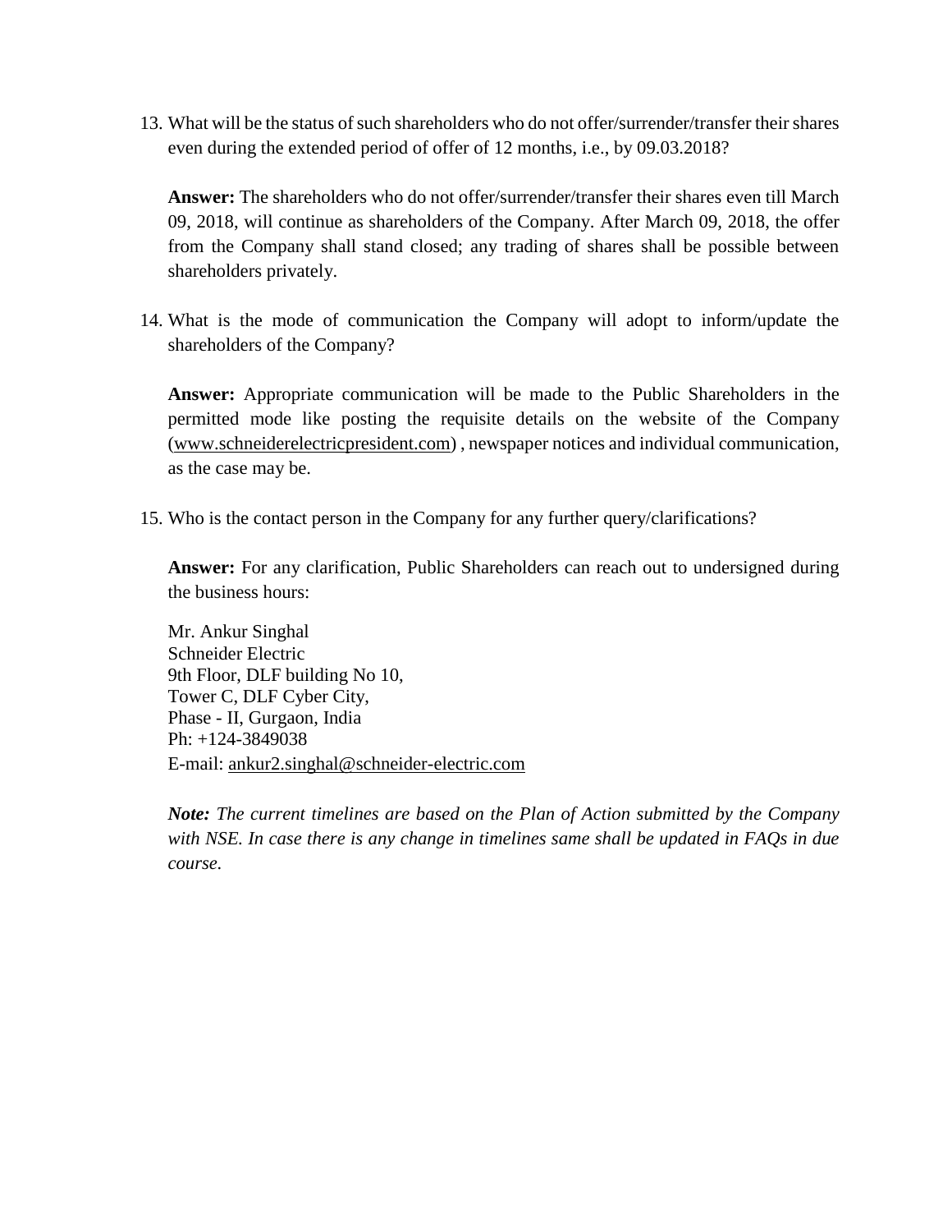13. What will be the status of such shareholders who do not offer/surrender/transfer their shares even during the extended period of offer of 12 months, i.e., by 09.03.2018?

    **Answer:** The shareholders who do not offer/surrender/transfer their shares even till March 09, 2018, will continue as shareholders of the Company. After March 09, 2018, the offer from the Company shall stand closed; any trading of shares shall be possible between shareholders privately.

14. What is the mode of communication the Company will adopt to inform/update the shareholders of the Company?

    **Answer:** Appropriate communication will be made to the Public Shareholders in the permitted mode like posting the requisite details on the website of the Company (www.schneiderelectricpresident.com) , newspaper notices and individual communication, as the case may be.

15. Who is the contact person in the Company for any further query/clarifications?

    **Answer:** For any clarification, Public Shareholders can reach out to undersigned during the business hours:

    Mr. Ankur Singhal
    Schneider Electric
    9th Floor, DLF building No 10,
    Tower C, DLF Cyber City,
    Phase - II, Gurgaon, India
    Ph: +124-3849038
    E-mail: ankur2.singhal@schneider-electric.com

    ***Note:*** *The current timelines are based on the Plan of Action submitted by the Company with NSE. In case there is any change in timelines same shall be updated in FAQs in due course.*